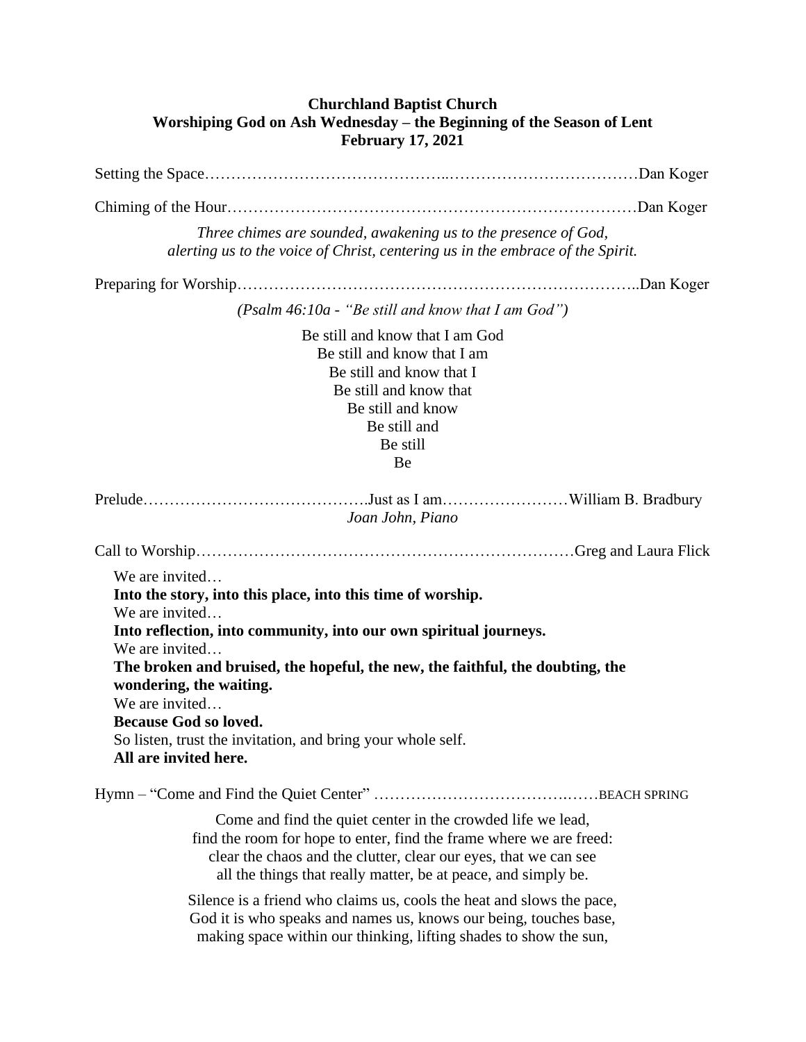**Churchland Baptist Church**
**Worshiping God on Ash Wednesday – the Beginning of the Season of Lent**
**February 17, 2021**

Setting the Space……………………………………..………………………………Dan Koger

Chiming of the Hour……………………………………………………………………Dan Koger

*Three chimes are sounded, awakening us to the presence of God,*
*alerting us to the voice of Christ, centering us in the embrace of the Spirit.*

Preparing for Worship…………………………….…………………………………..Dan Koger

*(Psalm 46:10a - "Be still and know that I am God")*

Be still and know that I am God
Be still and know that I am
Be still and know that I
Be still and know that
Be still and know
Be still and
Be still
Be

Prelude…………………………………….Just as I am……………………William B. Bradbury
*Joan John, Piano*

Call to Worship………………………………………………………………Greg and Laura Flick

We are invited…
**Into the story, into this place, into this time of worship.**
We are invited…
**Into reflection, into community, into our own spiritual journeys.**
We are invited…
**The broken and bruised, the hopeful, the new, the faithful, the doubting, the wondering, the waiting.**
We are invited…
**Because God so loved.**
So listen, trust the invitation, and bring your whole self.
**All are invited here.**

Hymn – "Come and Find the Quiet Center" …………………………….……BEACH SPRING

Come and find the quiet center in the crowded life we lead,
find the room for hope to enter, find the frame where we are freed:
clear the chaos and the clutter, clear our eyes, that we can see
all the things that really matter, be at peace, and simply be.

Silence is a friend who claims us, cools the heat and slows the pace,
God it is who speaks and names us, knows our being, touches base,
making space within our thinking, lifting shades to show the sun,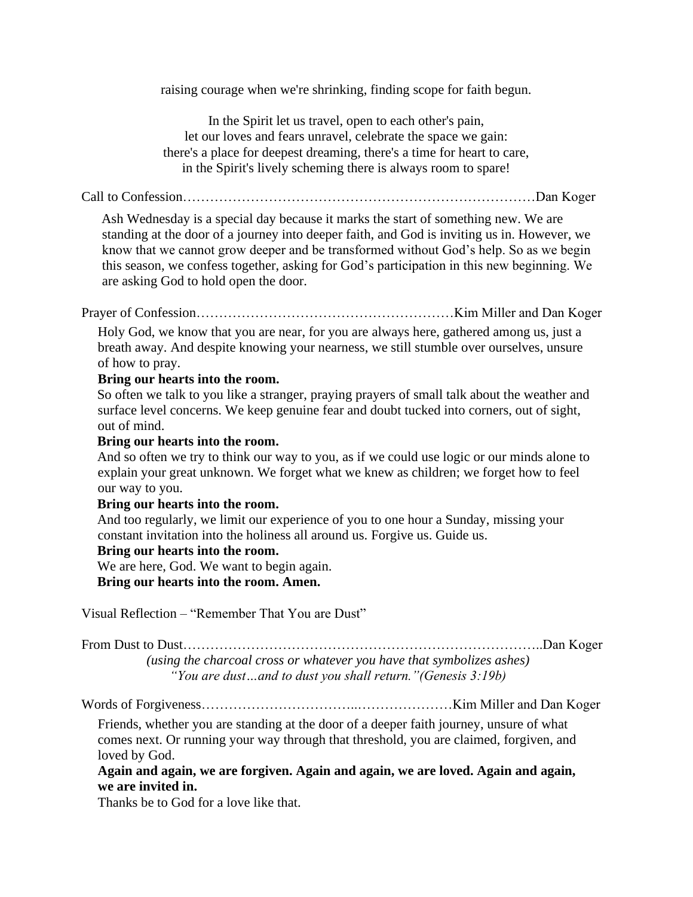raising courage when we're shrinking, finding scope for faith begun.

In the Spirit let us travel, open to each other's pain,
let our loves and fears unravel, celebrate the space we gain:
there's a place for deepest dreaming, there's a time for heart to care,
in the Spirit's lively scheming there is always room to spare!

Call to Confession……………………………………………………………………Dan Koger

Ash Wednesday is a special day because it marks the start of something new. We are standing at the door of a journey into deeper faith, and God is inviting us in. However, we know that we cannot grow deeper and be transformed without God's help. So as we begin this season, we confess together, asking for God's participation in this new beginning. We are asking God to hold open the door.

Prayer of Confession…………………………………………………Kim Miller and Dan Koger

Holy God, we know that you are near, for you are always here, gathered among us, just a breath away. And despite knowing your nearness, we still stumble over ourselves, unsure of how to pray.

**Bring our hearts into the room.**

So often we talk to you like a stranger, praying prayers of small talk about the weather and surface level concerns. We keep genuine fear and doubt tucked into corners, out of sight, out of mind.

**Bring our hearts into the room.**

And so often we try to think our way to you, as if we could use logic or our minds alone to explain your great unknown. We forget what we knew as children; we forget how to feel our way to you.

**Bring our hearts into the room.**

And too regularly, we limit our experience of you to one hour a Sunday, missing your constant invitation into the holiness all around us. Forgive us. Guide us.

**Bring our hearts into the room.**

We are here, God. We want to begin again.

**Bring our hearts into the room. Amen.**

Visual Reflection – "Remember That You are Dust"

From Dust to Dust…………………………………………………………………..Dan Koger

*(using the charcoal cross or whatever you have that symbolizes ashes)*
*"You are dust…and to dust you shall return."(Genesis 3:19b)*

Words of Forgiveness……………………………..…………………Kim Miller and Dan Koger

Friends, whether you are standing at the door of a deeper faith journey, unsure of what comes next. Or running your way through that threshold, you are claimed, forgiven, and loved by God.

**Again and again, we are forgiven. Again and again, we are loved. Again and again, we are invited in.**

Thanks be to God for a love like that.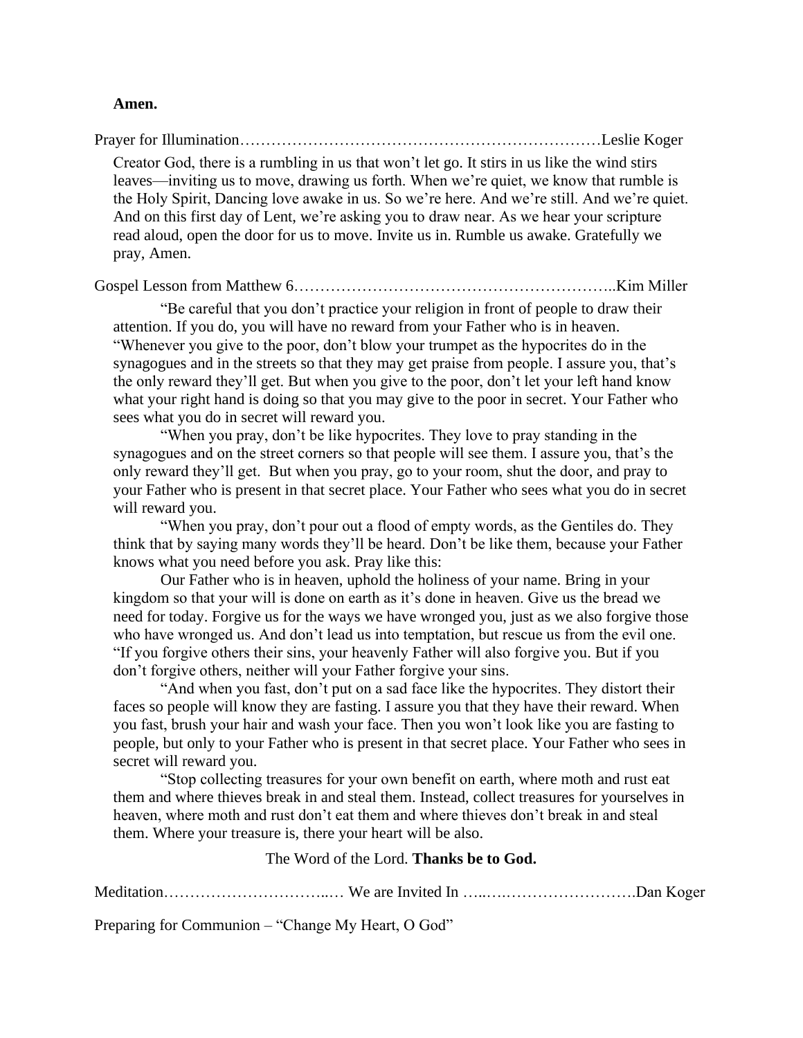**Amen.**

Prayer for Illumination……………………………………………………………Leslie Koger

Creator God, there is a rumbling in us that won't let go. It stirs in us like the wind stirs leaves—inviting us to move, drawing us forth. When we're quiet, we know that rumble is the Holy Spirit, Dancing love awake in us. So we're here. And we're still. And we're quiet. And on this first day of Lent, we're asking you to draw near. As we hear your scripture read aloud, open the door for us to move. Invite us in. Rumble us awake. Gratefully we pray, Amen.

Gospel Lesson from Matthew 6……………………………………………………..Kim Miller

"Be careful that you don't practice your religion in front of people to draw their attention. If you do, you will have no reward from your Father who is in heaven. "Whenever you give to the poor, don't blow your trumpet as the hypocrites do in the synagogues and in the streets so that they may get praise from people. I assure you, that's the only reward they'll get. But when you give to the poor, don't let your left hand know what your right hand is doing so that you may give to the poor in secret. Your Father who sees what you do in secret will reward you.

"When you pray, don't be like hypocrites. They love to pray standing in the synagogues and on the street corners so that people will see them. I assure you, that's the only reward they'll get. But when you pray, go to your room, shut the door, and pray to your Father who is present in that secret place. Your Father who sees what you do in secret will reward you.

"When you pray, don't pour out a flood of empty words, as the Gentiles do. They think that by saying many words they'll be heard. Don't be like them, because your Father knows what you need before you ask. Pray like this:

Our Father who is in heaven, uphold the holiness of your name. Bring in your kingdom so that your will is done on earth as it's done in heaven. Give us the bread we need for today. Forgive us for the ways we have wronged you, just as we also forgive those who have wronged us. And don't lead us into temptation, but rescue us from the evil one. "If you forgive others their sins, your heavenly Father will also forgive you. But if you don't forgive others, neither will your Father forgive your sins.

"And when you fast, don't put on a sad face like the hypocrites. They distort their faces so people will know they are fasting. I assure you that they have their reward. When you fast, brush your hair and wash your face. Then you won't look like you are fasting to people, but only to your Father who is present in that secret place. Your Father who sees in secret will reward you.

"Stop collecting treasures for your own benefit on earth, where moth and rust eat them and where thieves break in and steal them. Instead, collect treasures for yourselves in heaven, where moth and rust don't eat them and where thieves don't break in and steal them. Where your treasure is, there your heart will be also.

The Word of the Lord. **Thanks be to God.**

Meditation…………………………..… We are Invited In …..….…………………….Dan Koger

Preparing for Communion – "Change My Heart, O God"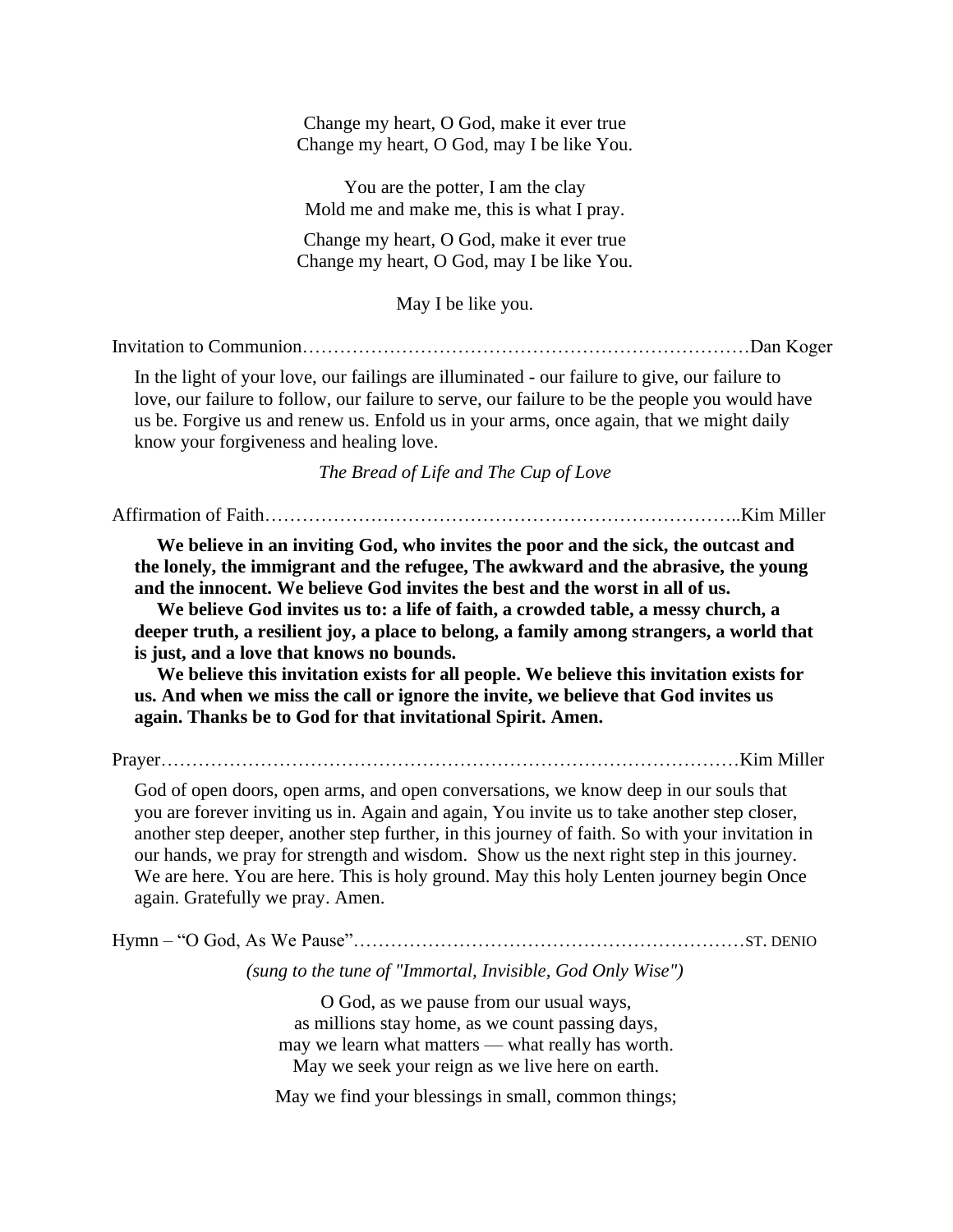Change my heart, O God, make it ever true
Change my heart, O God, may I be like You.

You are the potter, I am the clay
Mold me and make me, this is what I pray.

Change my heart, O God, make it ever true
Change my heart, O God, may I be like You.

May I be like you.

Invitation to Communion……………………………………………………………… Dan Koger

In the light of your love, our failings are illuminated - our failure to give, our failure to love, our failure to follow, our failure to serve, our failure to be the people you would have us be. Forgive us and renew us. Enfold us in your arms, once again, that we might daily know your forgiveness and healing love.

*The Bread of Life and The Cup of Love*

Affirmation of Faith……………………………………………………………….. Kim Miller

**We believe in an inviting God, who invites the poor and the sick, the outcast and the lonely, the immigrant and the refugee, The awkward and the abrasive, the young and the innocent. We believe God invites the best and the worst in all of us.**

**We believe God invites us to: a life of faith, a crowded table, a messy church, a deeper truth, a resilient joy, a place to belong, a family among strangers, a world that is just, and a love that knows no bounds.**

**We believe this invitation exists for all people. We believe this invitation exists for us. And when we miss the call or ignore the invite, we believe that God invites us again. Thanks be to God for that invitational Spirit. Amen.**

Prayer………………………………………………………………………………… Kim Miller

God of open doors, open arms, and open conversations, we know deep in our souls that you are forever inviting us in. Again and again, You invite us to take another step closer, another step deeper, another step further, in this journey of faith. So with your invitation in our hands, we pray for strength and wisdom. Show us the next right step in this journey. We are here. You are here. This is holy ground. May this holy Lenten journey begin Once again. Gratefully we pray. Amen.

Hymn – "O God, As We Pause"……………………………………………………… ST. DENIO

*(sung to the tune of "Immortal, Invisible, God Only Wise")*

O God, as we pause from our usual ways,
as millions stay home, as we count passing days,
may we learn what matters — what really has worth.
May we seek your reign as we live here on earth.

May we find your blessings in small, common things;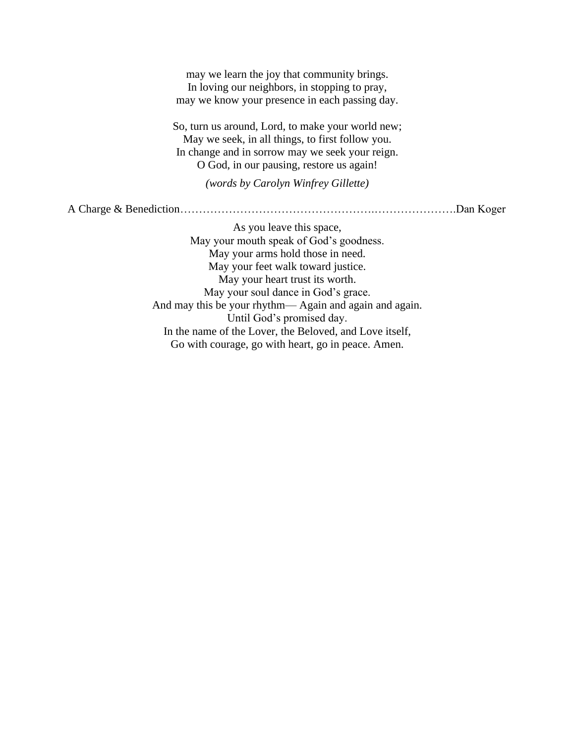may we learn the joy that community brings.
In loving our neighbors, in stopping to pray,
may we know your presence in each passing day.

So, turn us around, Lord, to make your world new;
May we seek, in all things, to first follow you.
In change and in sorrow may we seek your reign.
O God, in our pausing, restore us again!

*(words by Carolyn Winfrey Gillette)*

A Charge & Benediction…………………………………………….………………….Dan Koger

As you leave this space,
May your mouth speak of God's goodness.
May your arms hold those in need.
May your feet walk toward justice.
May your heart trust its worth.
May your soul dance in God's grace.
And may this be your rhythm— Again and again and again.
Until God's promised day.
In the name of the Lover, the Beloved, and Love itself,
Go with courage, go with heart, go in peace. Amen.